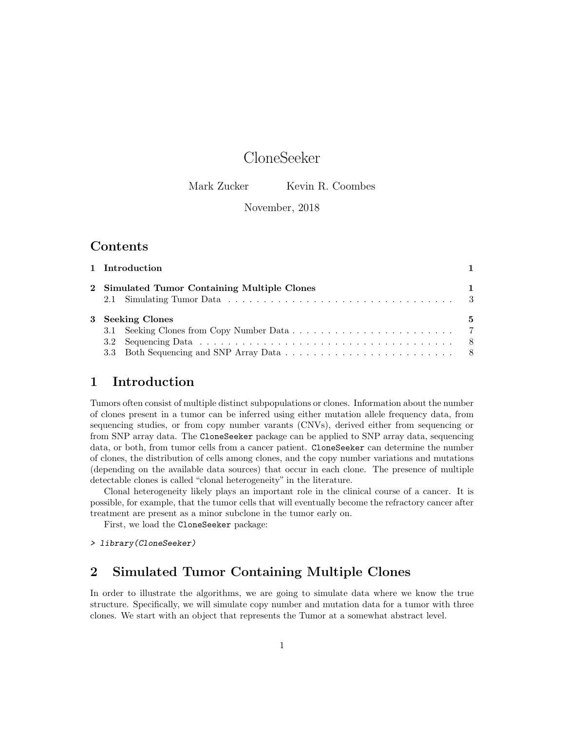# CloneSeeker

Mark Zucker Kevin R. Coombes

November, 2018

## Contents

| | | |
|---|---|---|
| 1 | Introduction | 1 |
| 2 | Simulated Tumor Containing Multiple Clones | 1 |
| | 2.1 Simulating Tumor Data | 3 |
| 3 | Seeking Clones | 5 |
| | 3.1 Seeking Clones from Copy Number Data | 7 |
| | 3.2 Sequencing Data | 8 |
| | 3.3 Both Sequencing and SNP Array Data | 8 |

## 1 Introduction

Tumors often consist of multiple distinct subpopulations or clones. Information about the number of clones present in a tumor can be inferred using either mutation allele frequency data, from sequencing studies, or from copy number varants (CNVs), derived either from sequencing or from SNP array data. The `CloneSeeker` package can be applied to SNP array data, sequencing data, or both, from tumor cells from a cancer patient. `CloneSeeker` can determine the number of clones, the distribution of cells among clones, and the copy number variations and mutations (depending on the available data sources) that occur in each clone. The presence of multiple detectable clones is called "clonal heterogeneity" in the literature.

Clonal heterogeneity likely plays an important role in the clinical course of a cancer. It is possible, for example, that the tumor cells that will eventually become the refractory cancer after treatment are present as a minor subclone in the tumor early on.

First, we load the `CloneSeeker` package:

```
> library(CloneSeeker)
```

## 2 Simulated Tumor Containing Multiple Clones

In order to illustrate the algorithms, we are going to simulate data where we know the true structure. Specifically, we will simulate copy number and mutation data for a tumor with three clones. We start with an object that represents the Tumor at a somewhat abstract level.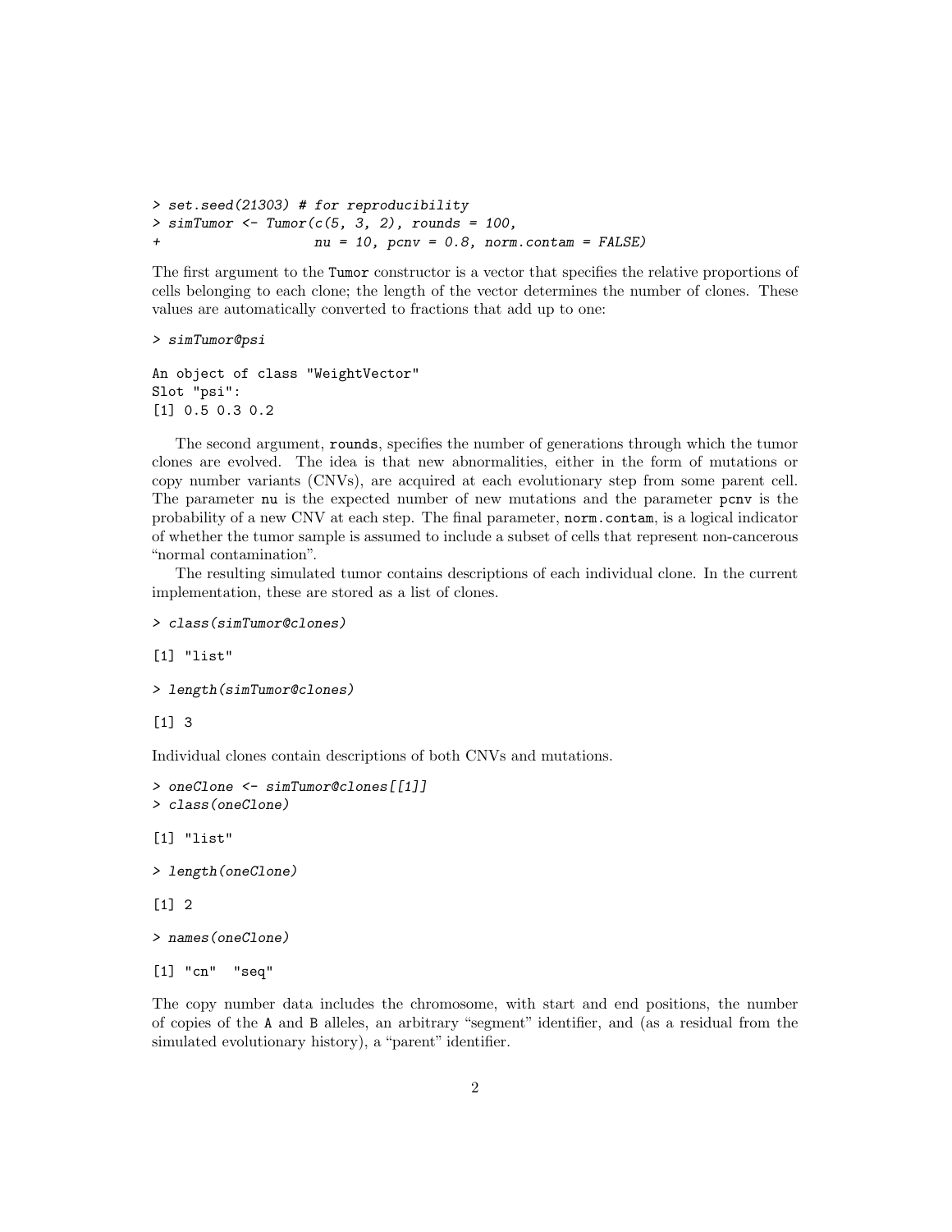```
> set.seed(21303) # for reproducibility
> simTumor <- Tumor(c(5, 3, 2), rounds = 100,
+                   nu = 10, pcnv = 0.8, norm.contam = FALSE)
```

The first argument to the `Tumor` constructor is a vector that specifies the relative proportions of cells belonging to each clone; the length of the vector determines the number of clones. These values are automatically converted to fractions that add up to one:

```
> simTumor@psi

An object of class "WeightVector"
Slot "psi":
[1] 0.5 0.3 0.2
```

The second argument, `rounds`, specifies the number of generations through which the tumor clones are evolved. The idea is that new abnormalities, either in the form of mutations or copy number variants (CNVs), are acquired at each evolutionary step from some parent cell. The parameter `nu` is the expected number of new mutations and the parameter `pcnv` is the probability of a new CNV at each step. The final parameter, `norm.contam`, is a logical indicator of whether the tumor sample is assumed to include a subset of cells that represent non-cancerous "normal contamination".

The resulting simulated tumor contains descriptions of each individual clone. In the current implementation, these are stored as a list of clones.

```
> class(simTumor@clones)

[1] "list"

> length(simTumor@clones)

[1] 3
```

Individual clones contain descriptions of both CNVs and mutations.

```
> oneClone <- simTumor@clones[[1]]
> class(oneClone)

[1] "list"

> length(oneClone)

[1] 2

> names(oneClone)

[1] "cn"  "seq"
```

The copy number data includes the chromosome, with start and end positions, the number of copies of the `A` and `B` alleles, an arbitrary "segment" identifier, and (as a residual from the simulated evolutionary history), a "parent" identifier.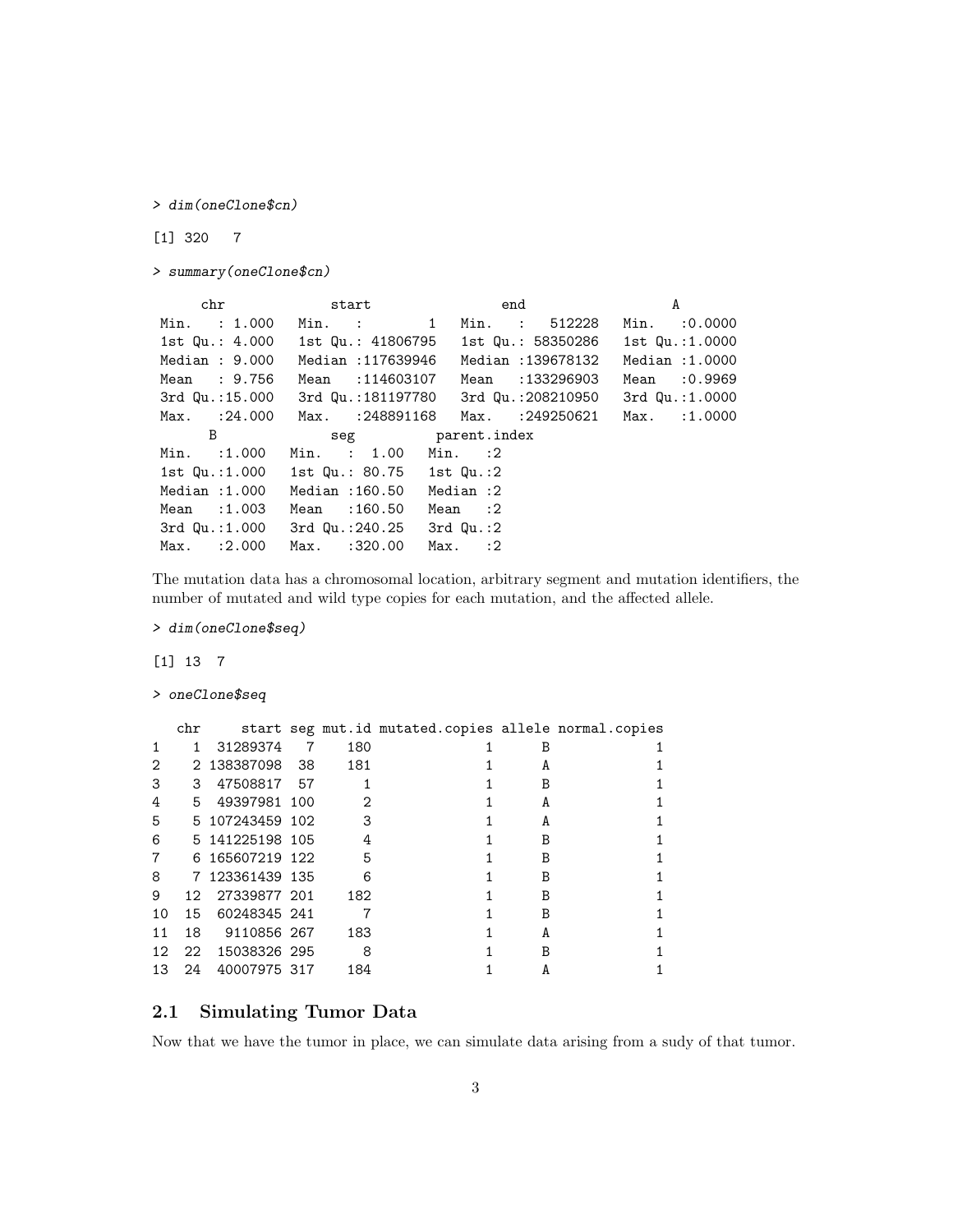```
> dim(oneClone$cn)

[1] 320   7

> summary(oneClone$cn)

      chr            start                 end                   A         
 Min.   : 1.000   Min.   :        1   Min.   :   512228   Min.   :0.0000  
 1st Qu.: 4.000   1st Qu.: 41806795   1st Qu.: 58350286   1st Qu.:1.0000  
 Median : 9.000   Median :117639946   Median :139678132   Median :1.0000  
 Mean   : 9.756   Mean   :114603107   Mean   :133296903   Mean   :0.9969  
 3rd Qu.:15.000   3rd Qu.:181197780   3rd Qu.:208210950   3rd Qu.:1.0000  
 Max.   :24.000   Max.   :248891168   Max.   :249250621   Max.   :1.0000  
       B              seg          parent.index
 Min.   :1.000   Min.   :  1.00   Min.   :2    
 1st Qu.:1.000   1st Qu.: 80.75   1st Qu.:2    
 Median :1.000   Median :160.50   Median :2    
 Mean   :1.003   Mean   :160.50   Mean   :2    
 3rd Qu.:1.000   3rd Qu.:240.25   3rd Qu.:2    
 Max.   :2.000   Max.   :320.00   Max.   :2    
```

The mutation data has a chromosomal location, arbitrary segment and mutation identifiers, the number of mutated and wild type copies for each mutation, and the affected allele.

```
> dim(oneClone$seq)

[1] 13  7

> oneClone$seq

   chr     start seg mut.id mutated.copies allele normal.copies
1    1  31289374   7    180              1      B             1
2    2 138387098  38    181              1      A             1
3    3  47508817  57      1              1      B             1
4    5  49397981 100      2              1      A             1
5    5 107243459 102      3              1      A             1
6    5 141225198 105      4              1      B             1
7    6 165607219 122      5              1      B             1
8    7 123361439 135      6              1      B             1
9   12  27339877 201    182              1      B             1
10  15  60248345 241      7              1      B             1
11  18   9110856 267    183              1      A             1
12  22  15038326 295      8              1      B             1
13  24  40007975 317    184              1      A             1
```

## 2.1 Simulating Tumor Data

Now that we have the tumor in place, we can simulate data arising from a sudy of that tumor.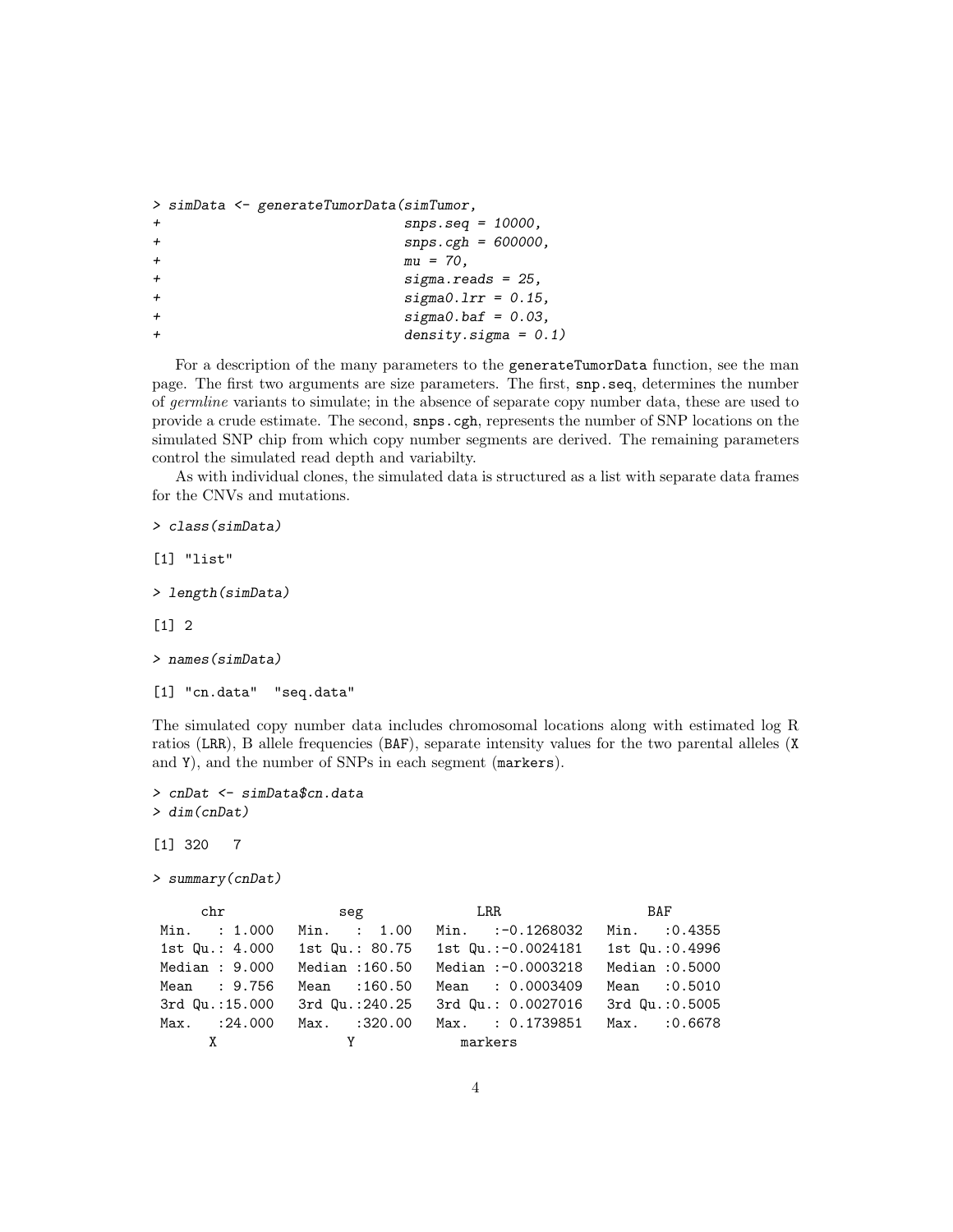```
> simData <- generateTumorData(simTumor,
+                              snps.seq = 10000,
+                              snps.cgh = 600000,
+                              mu = 70,
+                              sigma.reads = 25,
+                              sigma0.lrr = 0.15,
+                              sigma0.baf = 0.03,
+                              density.sigma = 0.1)
```

For a description of the many parameters to the `generateTumorData` function, see the man page. The first two arguments are size parameters. The first, `snp.seq`, determines the number of *germline* variants to simulate; in the absence of separate copy number data, these are used to provide a crude estimate. The second, `snps.cgh`, represents the number of SNP locations on the simulated SNP chip from which copy number segments are derived. The remaining parameters control the simulated read depth and variabilty.

As with individual clones, the simulated data is structured as a list with separate data frames for the CNVs and mutations.

```
> class(simData)

[1] "list"

> length(simData)

[1] 2

> names(simData)

[1] "cn.data"  "seq.data"
```

The simulated copy number data includes chromosomal locations along with estimated log R ratios (`LRR`), B allele frequencies (`BAF`), separate intensity values for the two parental alleles (`X` and `Y`), and the number of SNPs in each segment (`markers`).

```
> cnDat <- simData$cn.data
> dim(cnDat)

[1] 320   7

> summary(cnDat)

      chr              seq              LRR                  BAF        
 Min.   : 1.000   Min.   :  1.00   Min.   :-0.1268032   Min.   :0.4355  
 1st Qu.: 4.000   1st Qu.: 80.75   1st Qu.:-0.0024181   1st Qu.:0.4996  
 Median : 9.000   Median :160.50   Median :-0.0003218   Median :0.5000  
 Mean   : 9.756   Mean   :160.50   Mean   : 0.0003409   Mean   :0.5010  
 3rd Qu.:15.000   3rd Qu.:240.25   3rd Qu.: 0.0027016   3rd Qu.:0.5005  
 Max.   :24.000   Max.   :320.00   Max.   : 0.1739851   Max.   :0.6678  
       X                Y               markers
```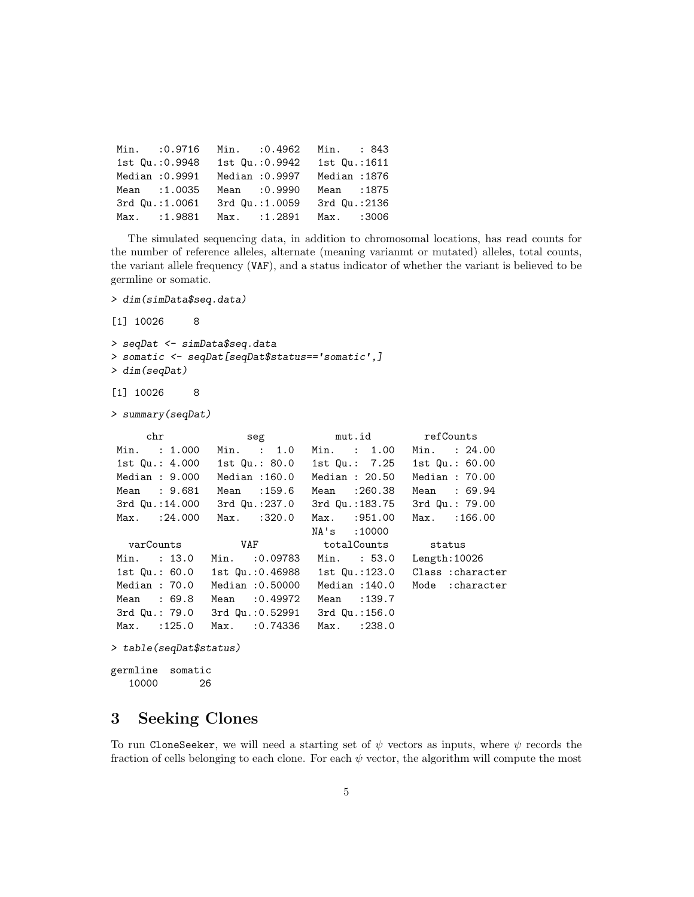```
 Min.   :0.9716   Min.   :0.4962   Min.   : 843  
 1st Qu.:0.9948   1st Qu.:0.9942   1st Qu.:1611  
 Median :0.9991   Median :0.9997   Median :1876  
 Mean   :1.0035   Mean   :0.9990   Mean   :1875  
 3rd Qu.:1.0061   3rd Qu.:1.0059   3rd Qu.:2136  
 Max.   :1.9881   Max.   :1.2891   Max.   :3006  
```

The simulated sequencing data, in addition to chromosomal locations, has read counts for the number of reference alleles, alternate (meaning varianmt or mutated) alleles, total counts, the variant allele frequency (VAF), and a status indicator of whether the variant is believed to be germline or somatic.

```
> dim(simData$seq.data)

[1] 10026     8

> seqDat <- simData$seq.data
> somatic <- seqDat[seqDat$status=='somatic',]
> dim(seqDat)

[1] 10026     8

> summary(seqDat)

      chr              seg            mut.id          refCounts     
 Min.   : 1.000   Min.   :  1.0   Min.   :  1.00   Min.   : 24.00  
 1st Qu.: 4.000   1st Qu.: 80.0   1st Qu.:  7.25   1st Qu.: 60.00  
 Median : 9.000   Median :160.0   Median : 20.50   Median : 70.00  
 Mean   : 9.681   Mean   :159.6   Mean   :260.38   Mean   : 69.94  
 3rd Qu.:14.000   3rd Qu.:237.0   3rd Qu.:183.75   3rd Qu.: 79.00  
 Max.   :24.000   Max.   :320.0   Max.   :951.00   Max.   :166.00  
                                  NA's   :10000                    
   varCounts          VAF           totalCounts       status         
 Min.   : 13.0   Min.   :0.09783   Min.   : 53.0   Length:10026      
 1st Qu.: 60.0   1st Qu.:0.46988   1st Qu.:123.0   Class :character  
 Median : 70.0   Median :0.50000   Median :140.0   Mode  :character  
 Mean   : 69.8   Mean   :0.49972   Mean   :139.7                     
 3rd Qu.: 79.0   3rd Qu.:0.52991   3rd Qu.:156.0                     
 Max.   :125.0   Max.   :0.74336   Max.   :238.0                     

> table(seqDat$status)

germline  somatic 
   10000       26 
```

## 3 Seeking Clones

To run CloneSeeker, we will need a starting set of $\psi$ vectors as inputs, where $\psi$ records the fraction of cells belonging to each clone. For each $\psi$ vector, the algorithm will compute the most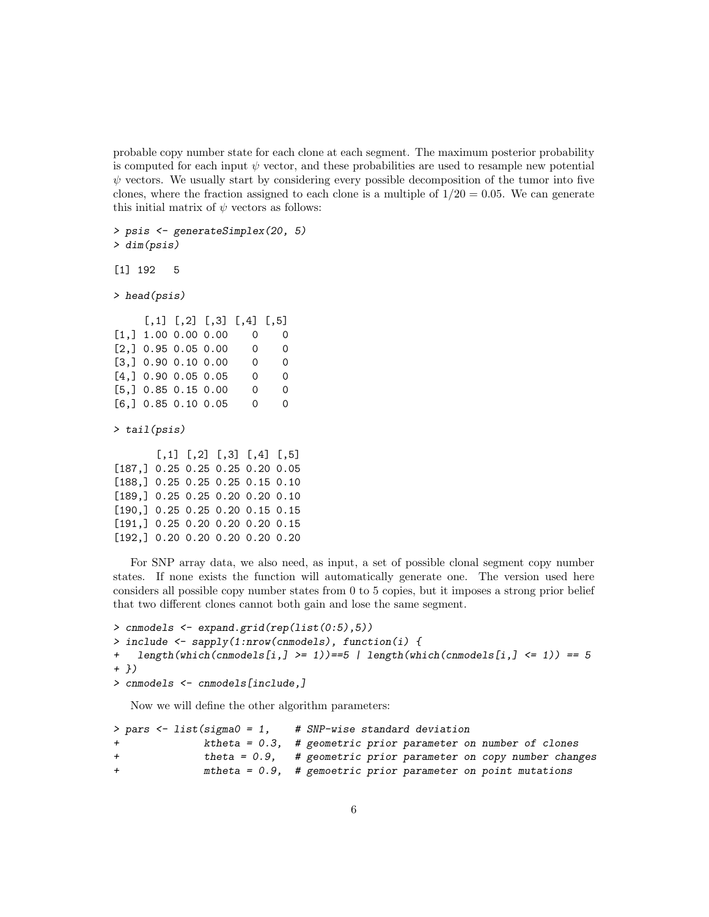probable copy number state for each clone at each segment. The maximum posterior probability is computed for each input $\psi$ vector, and these probabilities are used to resample new potential $\psi$ vectors. We usually start by considering every possible decomposition of the tumor into five clones, where the fraction assigned to each clone is a multiple of $1/20 = 0.05$. We can generate this initial matrix of $\psi$ vectors as follows:

```
> psis <- generateSimplex(20, 5)
> dim(psis)

[1] 192   5

> head(psis)

     [,1] [,2] [,3] [,4] [,5]
[1,] 1.00 0.00 0.00    0    0
[2,] 0.95 0.05 0.00    0    0
[3,] 0.90 0.10 0.00    0    0
[4,] 0.90 0.05 0.05    0    0
[5,] 0.85 0.15 0.00    0    0
[6,] 0.85 0.10 0.05    0    0

> tail(psis)

       [,1] [,2] [,3] [,4] [,5]
[187,] 0.25 0.25 0.25 0.20 0.05
[188,] 0.25 0.25 0.25 0.15 0.10
[189,] 0.25 0.25 0.20 0.20 0.10
[190,] 0.25 0.25 0.20 0.15 0.15
[191,] 0.25 0.20 0.20 0.20 0.15
[192,] 0.20 0.20 0.20 0.20 0.20
```

For SNP array data, we also need, as input, a set of possible clonal segment copy number states. If none exists the function will automatically generate one. The version used here considers all possible copy number states from 0 to 5 copies, but it imposes a strong prior belief that two different clones cannot both gain and lose the same segment.

```
> cnmodels <- expand.grid(rep(list(0:5),5))
> include <- sapply(1:nrow(cnmodels), function(i) {
+   length(which(cnmodels[i,] >= 1))==5 | length(which(cnmodels[i,] <= 1)) == 5
+ })
> cnmodels <- cnmodels[include,]
```

Now we will define the other algorithm parameters:

```
> pars <- list(sigma0 = 1,    # SNP-wise standard deviation
+              ktheta = 0.3,  # geometric prior parameter on number of clones
+              theta = 0.9,   # geometric prior parameter on copy number changes
+              mtheta = 0.9,  # gemoetric prior parameter on point mutations
```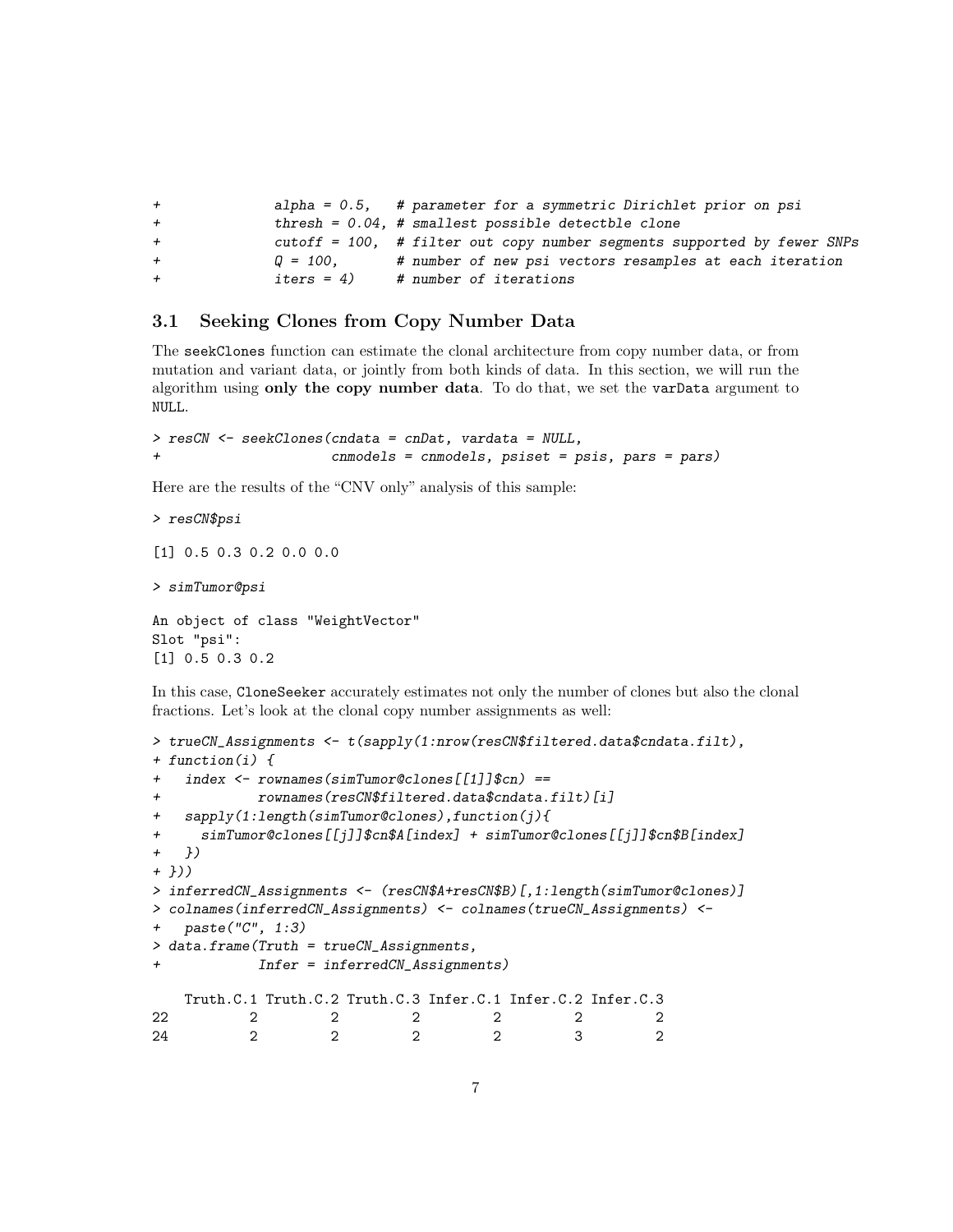```
+              alpha = 0.5,   # parameter for a symmetric Dirichlet prior on psi
+              thresh = 0.04, # smallest possible detectble clone
+              cutoff = 100,  # filter out copy number segments supported by fewer SNPs
+              Q = 100,       # number of new psi vectors resamples at each iteration
+              iters = 4)     # number of iterations
```

### 3.1 Seeking Clones from Copy Number Data

The `seekClones` function can estimate the clonal architecture from copy number data, or from mutation and variant data, or jointly from both kinds of data. In this section, we will run the algorithm using **only the copy number data**. To do that, we set the `varData` argument to `NULL`.

```
> resCN <- seekClones(cndata = cnDat, vardata = NULL,
+                     cnmodels = cnmodels, psiset = psis, pars = pars)
```

Here are the results of the "CNV only" analysis of this sample:

```
> resCN$psi

[1] 0.5 0.3 0.2 0.0 0.0

> simTumor@psi

An object of class "WeightVector"
Slot "psi":
[1] 0.5 0.3 0.2
```

In this case, `CloneSeeker` accurately estimates not only the number of clones but also the clonal fractions. Let's look at the clonal copy number assignments as well:

```
> trueCN_Assignments <- t(sapply(1:nrow(resCN$filtered.data$cndata.filt),
+ function(i) {
+   index <- rownames(simTumor@clones[[1]]$cn) ==
+            rownames(resCN$filtered.data$cndata.filt)[i]
+   sapply(1:length(simTumor@clones),function(j){
+     simTumor@clones[[j]]$cn$A[index] + simTumor@clones[[j]]$cn$B[index]
+   })
+ }))
> inferredCN_Assignments <- (resCN$A+resCN$B)[,1:length(simTumor@clones)]
> colnames(inferredCN_Assignments) <- colnames(trueCN_Assignments) <-
+   paste("C", 1:3)
> data.frame(Truth = trueCN_Assignments,
+            Infer = inferredCN_Assignments)

   Truth.C.1 Truth.C.2 Truth.C.3 Infer.C.1 Infer.C.2 Infer.C.3
22         2         2         2         2         2         2
24         2         2         2         2         3         2
```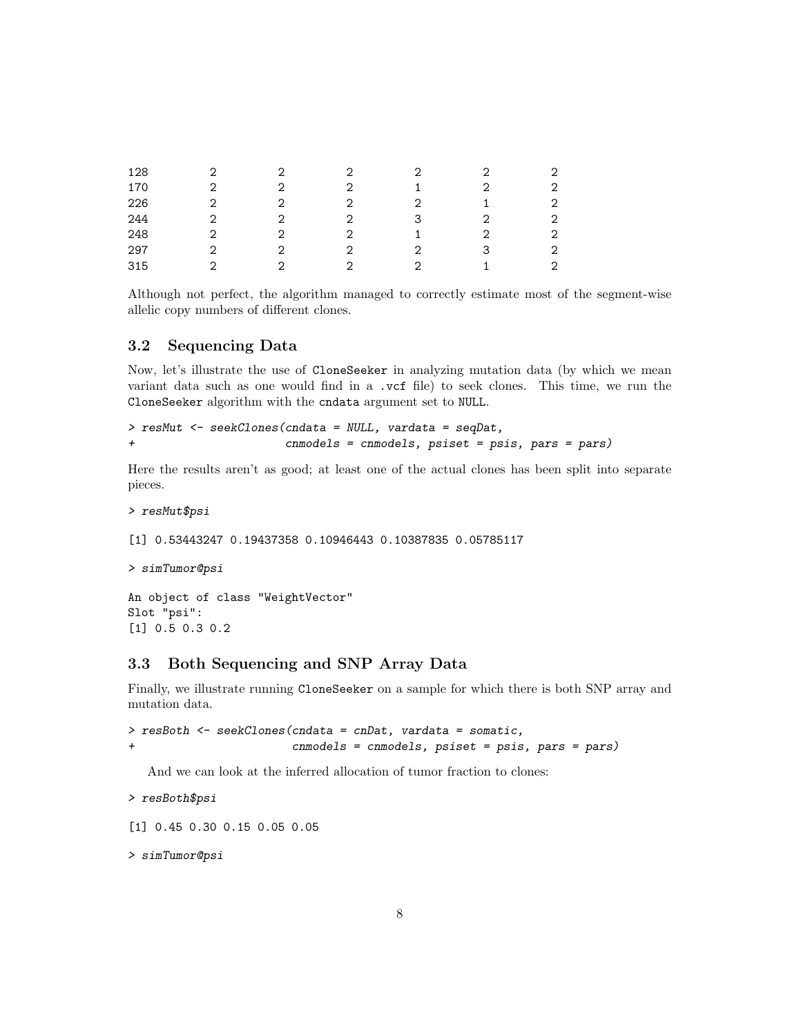```
128      2      2      2      2      2      2
170      2      2      2      1      2      2
226      2      2      2      2      1      2
244      2      2      2      3      2      2
248      2      2      2      1      2      2
297      2      2      2      2      3      2
315      2      2      2      2      1      2
```

Although not perfect, the algorithm managed to correctly estimate most of the segment-wise allelic copy numbers of different clones.

### 3.2 Sequencing Data

Now, let's illustrate the use of `CloneSeeker` in analyzing mutation data (by which we mean variant data such as one would find in a `.vcf` file) to seek clones. This time, we run the `CloneSeeker` algorithm with the `cndata` argument set to `NULL`.

```
> resMut <- seekClones(cndata = NULL, vardata = seqDat,
+                      cnmodels = cnmodels, psiset = psis, pars = pars)
```

Here the results aren't as good; at least one of the actual clones has been split into separate pieces.

```
> resMut$psi

[1] 0.53443247 0.19437358 0.10946443 0.10387835 0.05785117

> simTumor@psi

An object of class "WeightVector"
Slot "psi":
[1] 0.5 0.3 0.2
```

### 3.3 Both Sequencing and SNP Array Data

Finally, we illustrate running `CloneSeeker` on a sample for which there is both SNP array and mutation data.

```
> resBoth <- seekClones(cndata = cnDat, vardata = somatic,
+                       cnmodels = cnmodels, psiset = psis, pars = pars)
```

And we can look at the inferred allocation of tumor fraction to clones:

```
> resBoth$psi

[1] 0.45 0.30 0.15 0.05 0.05

> simTumor@psi
```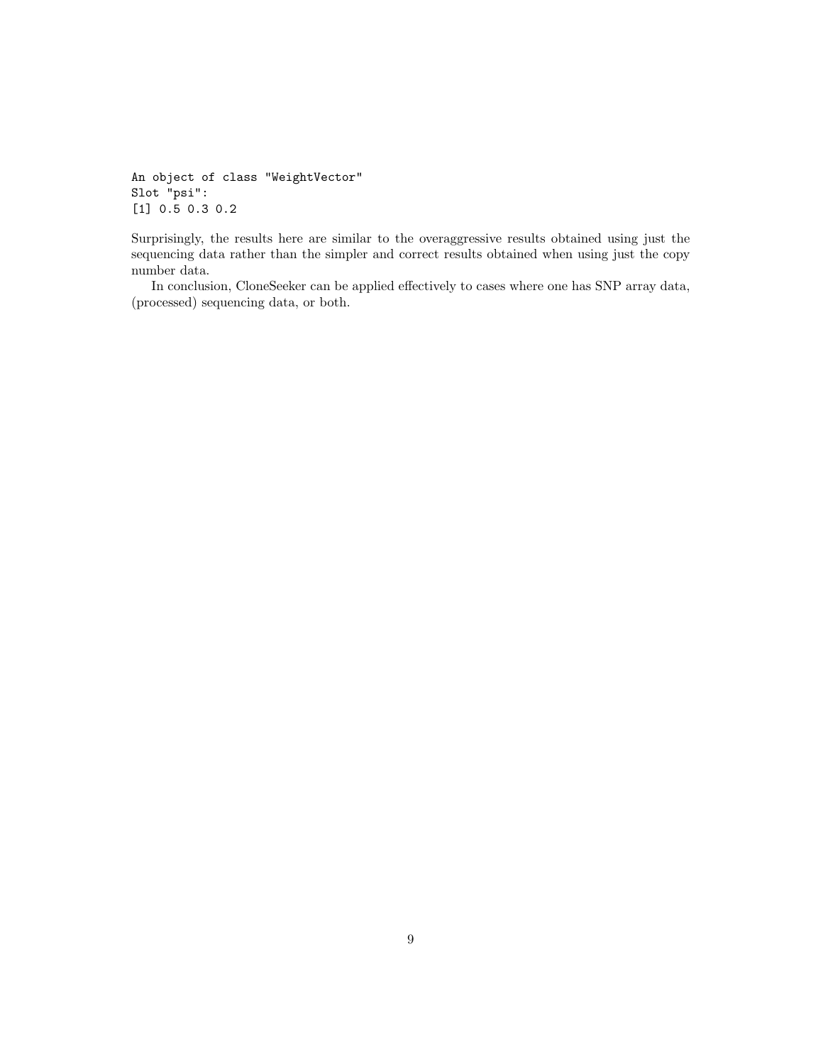```
An object of class "WeightVector"
Slot "psi":
[1] 0.5 0.3 0.2
```

Surprisingly, the results here are similar to the overaggressive results obtained using just the sequencing data rather than the simpler and correct results obtained when using just the copy number data.

In conclusion, CloneSeeker can be applied effectively to cases where one has SNP array data, (processed) sequencing data, or both.